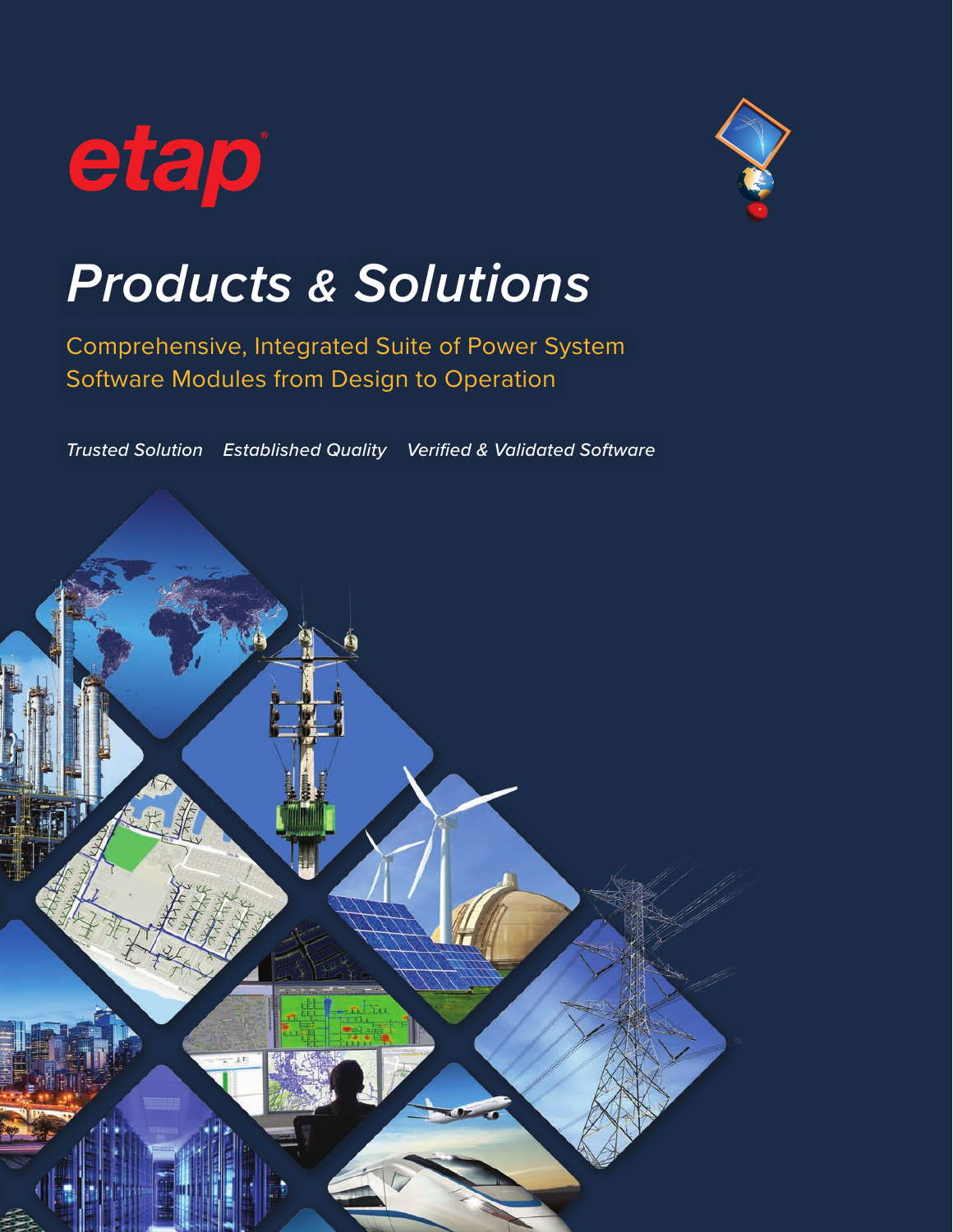etap®

# *Products & Solutions*

Comprehensive, Integrated Suite of Power System Software Modules from Design to Operation

*Trusted Solution* *Established Quality* *Verified & Validated Software*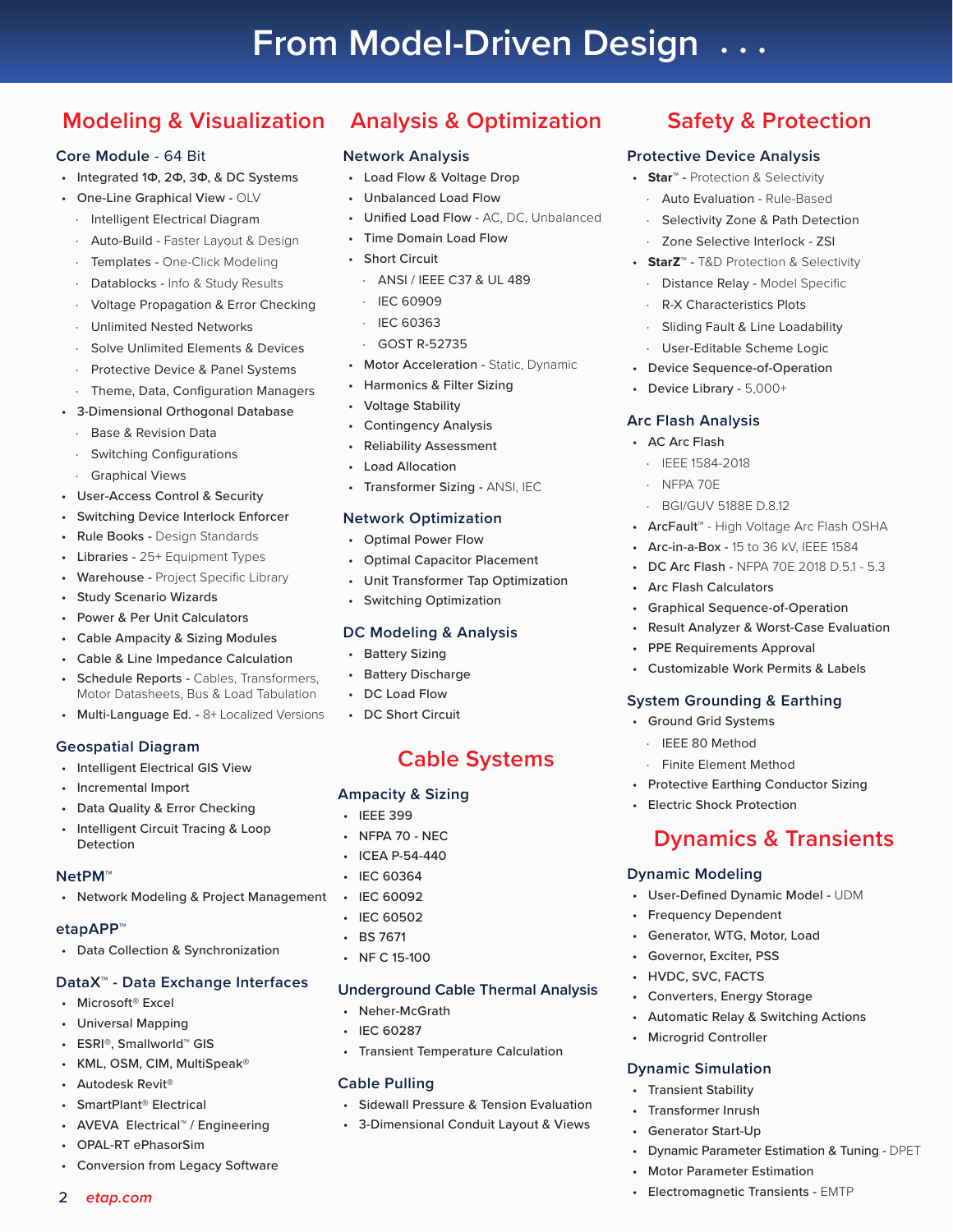# From Model-Driven Design . . .

## Modeling & Visualization

### Core Module - 64 Bit

- Integrated 1Φ, 2Φ, 3Φ, & DC Systems
- One-Line Graphical View - OLV
  - Intelligent Electrical Diagram
  - Auto-Build - Faster Layout & Design
  - Templates - One-Click Modeling
  - Datablocks - Info & Study Results
  - Voltage Propagation & Error Checking
  - Unlimited Nested Networks
  - Solve Unlimited Elements & Devices
  - Protective Device & Panel Systems
  - Theme, Data, Configuration Managers
- 3-Dimensional Orthogonal Database
  - Base & Revision Data
  - Switching Configurations
  - Graphical Views
- User-Access Control & Security
- Switching Device Interlock Enforcer
- Rule Books - Design Standards
- Libraries - 25+ Equipment Types
- Warehouse - Project Specific Library
- Study Scenario Wizards
- Power & Per Unit Calculators
- Cable Ampacity & Sizing Modules
- Cable & Line Impedance Calculation
- Schedule Reports - Cables, Transformers, Motor Datasheets, Bus & Load Tabulation
- Multi-Language Ed. - 8+ Localized Versions

### Geospatial Diagram

- Intelligent Electrical GIS View
- Incremental Import
- Data Quality & Error Checking
- Intelligent Circuit Tracing & Loop Detection

### NetPM™

- Network Modeling & Project Management

### etapAPP™

- Data Collection & Synchronization

### DataX™ - Data Exchange Interfaces

- Microsoft® Excel
- Universal Mapping
- ESRI®, Smallworld™ GIS
- KML, OSM, CIM, MultiSpeak®
- Autodesk Revit®
- SmartPlant® Electrical
- AVEVA Electrical™ / Engineering
- OPAL-RT ePhasorSim
- Conversion from Legacy Software

## Analysis & Optimization

### Network Analysis

- Load Flow & Voltage Drop
- Unbalanced Load Flow
- Unified Load Flow - AC, DC, Unbalanced
- Time Domain Load Flow
- Short Circuit
  - ANSI / IEEE C37 & UL 489
  - IEC 60909
  - IEC 60363
  - GOST R-52735
- Motor Acceleration - Static, Dynamic
- Harmonics & Filter Sizing
- Voltage Stability
- Contingency Analysis
- Reliability Assessment
- Load Allocation
- Transformer Sizing - ANSI, IEC

### Network Optimization

- Optimal Power Flow
- Optimal Capacitor Placement
- Unit Transformer Tap Optimization
- Switching Optimization

### DC Modeling & Analysis

- Battery Sizing
- Battery Discharge
- DC Load Flow
- DC Short Circuit

## Cable Systems

### Ampacity & Sizing

- IEEE 399
- NFPA 70 - NEC
- ICEA P-54-440
- IEC 60364
- IEC 60092
- IEC 60502
- BS 7671
- NF C 15-100

### Underground Cable Thermal Analysis

- Neher-McGrath
- IEC 60287
- Transient Temperature Calculation

### Cable Pulling

- Sidewall Pressure & Tension Evaluation
- 3-Dimensional Conduit Layout & Views

## Safety & Protection

### Protective Device Analysis

- **Star**™ - Protection & Selectivity
  - Auto Evaluation - Rule-Based
  - Selectivity Zone & Path Detection
  - Zone Selective Interlock - ZSI
- **StarZ**™ - T&D Protection & Selectivity
  - Distance Relay - Model Specific
  - R-X Characteristics Plots
  - Sliding Fault & Line Loadability
  - User-Editable Scheme Logic
- Device Sequence-of-Operation
- Device Library - 5,000+

### Arc Flash Analysis

- AC Arc Flash
  - IEEE 1584-2018
  - NFPA 70E
  - BGI/GUV 5188E D.8.12
- ArcFault™ - High Voltage Arc Flash OSHA
- Arc-in-a-Box - 15 to 36 kV, IEEE 1584
- DC Arc Flash - NFPA 70E 2018 D.5.1 - 5.3
- Arc Flash Calculators
- Graphical Sequence-of-Operation
- Result Analyzer & Worst-Case Evaluation
- PPE Requirements Approval
- Customizable Work Permits & Labels

### System Grounding & Earthing

- Ground Grid Systems
  - IEEE 80 Method
  - Finite Element Method
- Protective Earthing Conductor Sizing
- Electric Shock Protection

## Dynamics & Transients

### Dynamic Modeling

- User-Defined Dynamic Model - UDM
- Frequency Dependent
- Generator, WTG, Motor, Load
- Governor, Exciter, PSS
- HVDC, SVC, FACTS
- Converters, Energy Storage
- Automatic Relay & Switching Actions
- Microgrid Controller

### Dynamic Simulation

- Transient Stability
- Transformer Inrush
- Generator Start-Up
- Dynamic Parameter Estimation & Tuning - DPET
- Motor Parameter Estimation
- Electromagnetic Transients - EMTP

etap.com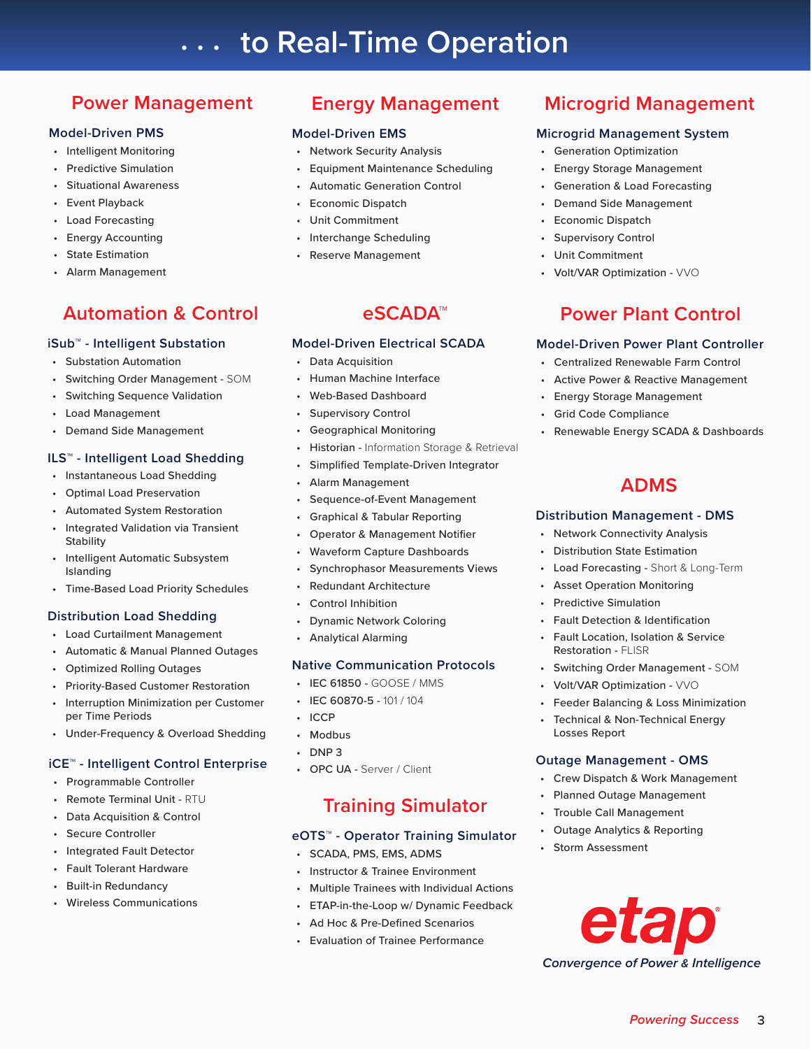# . . . to Real-Time Operation

## Power Management

### Model-Driven PMS

- Intelligent Monitoring
- Predictive Simulation
- Situational Awareness
- Event Playback
- Load Forecasting
- Energy Accounting
- State Estimation
- Alarm Management

## Automation & Control

### iSub™ - Intelligent Substation

- Substation Automation
- Switching Order Management - SOM
- Switching Sequence Validation
- Load Management
- Demand Side Management

### ILS™ - Intelligent Load Shedding

- Instantaneous Load Shedding
- Optimal Load Preservation
- Automated System Restoration
- Integrated Validation via Transient Stability
- Intelligent Automatic Subsystem Islanding
- Time-Based Load Priority Schedules

### Distribution Load Shedding

- Load Curtailment Management
- Automatic & Manual Planned Outages
- Optimized Rolling Outages
- Priority-Based Customer Restoration
- Interruption Minimization per Customer per Time Periods
- Under-Frequency & Overload Shedding

### iCE™ - Intelligent Control Enterprise

- Programmable Controller
- Remote Terminal Unit - RTU
- Data Acquisition & Control
- Secure Controller
- Integrated Fault Detector
- Fault Tolerant Hardware
- Built-in Redundancy
- Wireless Communications

## Energy Management

### Model-Driven EMS

- Network Security Analysis
- Equipment Maintenance Scheduling
- Automatic Generation Control
- Economic Dispatch
- Unit Commitment
- Interchange Scheduling
- Reserve Management

## eSCADA™

### Model-Driven Electrical SCADA

- Data Acquisition
- Human Machine Interface
- Web-Based Dashboard
- Supervisory Control
- Geographical Monitoring
- Historian - Information Storage & Retrieval
- Simplified Template-Driven Integrator
- Alarm Management
- Sequence-of-Event Management
- Graphical & Tabular Reporting
- Operator & Management Notifier
- Waveform Capture Dashboards
- Synchrophasor Measurements Views
- Redundant Architecture
- Control Inhibition
- Dynamic Network Coloring
- Analytical Alarming

### Native Communication Protocols

- IEC 61850 - GOOSE / MMS
- IEC 60870-5 - 101 / 104
- ICCP
- Modbus
- DNP 3
- OPC UA - Server / Client

## Training Simulator

### eOTS™ - Operator Training Simulator

- SCADA, PMS, EMS, ADMS
- Instructor & Trainee Environment
- Multiple Trainees with Individual Actions
- ETAP-in-the-Loop w/ Dynamic Feedback
- Ad Hoc & Pre-Defined Scenarios
- Evaluation of Trainee Performance

## Microgrid Management

### Microgrid Management System

- Generation Optimization
- Energy Storage Management
- Generation & Load Forecasting
- Demand Side Management
- Economic Dispatch
- Supervisory Control
- Unit Commitment
- Volt/VAR Optimization - VVO

## Power Plant Control

### Model-Driven Power Plant Controller

- Centralized Renewable Farm Control
- Active Power & Reactive Management
- Energy Storage Management
- Grid Code Compliance
- Renewable Energy SCADA & Dashboards

## ADMS

### Distribution Management - DMS

- Network Connectivity Analysis
- Distribution State Estimation
- Load Forecasting - Short & Long-Term
- Asset Operation Monitoring
- Predictive Simulation
- Fault Detection & Identification
- Fault Location, Isolation & Service Restoration - FLISR
- Switching Order Management - SOM
- Volt/VAR Optimization - VVO
- Feeder Balancing & Loss Minimization
- Technical & Non-Technical Energy Losses Report

### Outage Management - OMS

- Crew Dispatch & Work Management
- Planned Outage Management
- Trouble Call Management
- Outage Analytics & Reporting
- Storm Assessment

**etap**®

*Convergence of Power & Intelligence*

*Powering Success*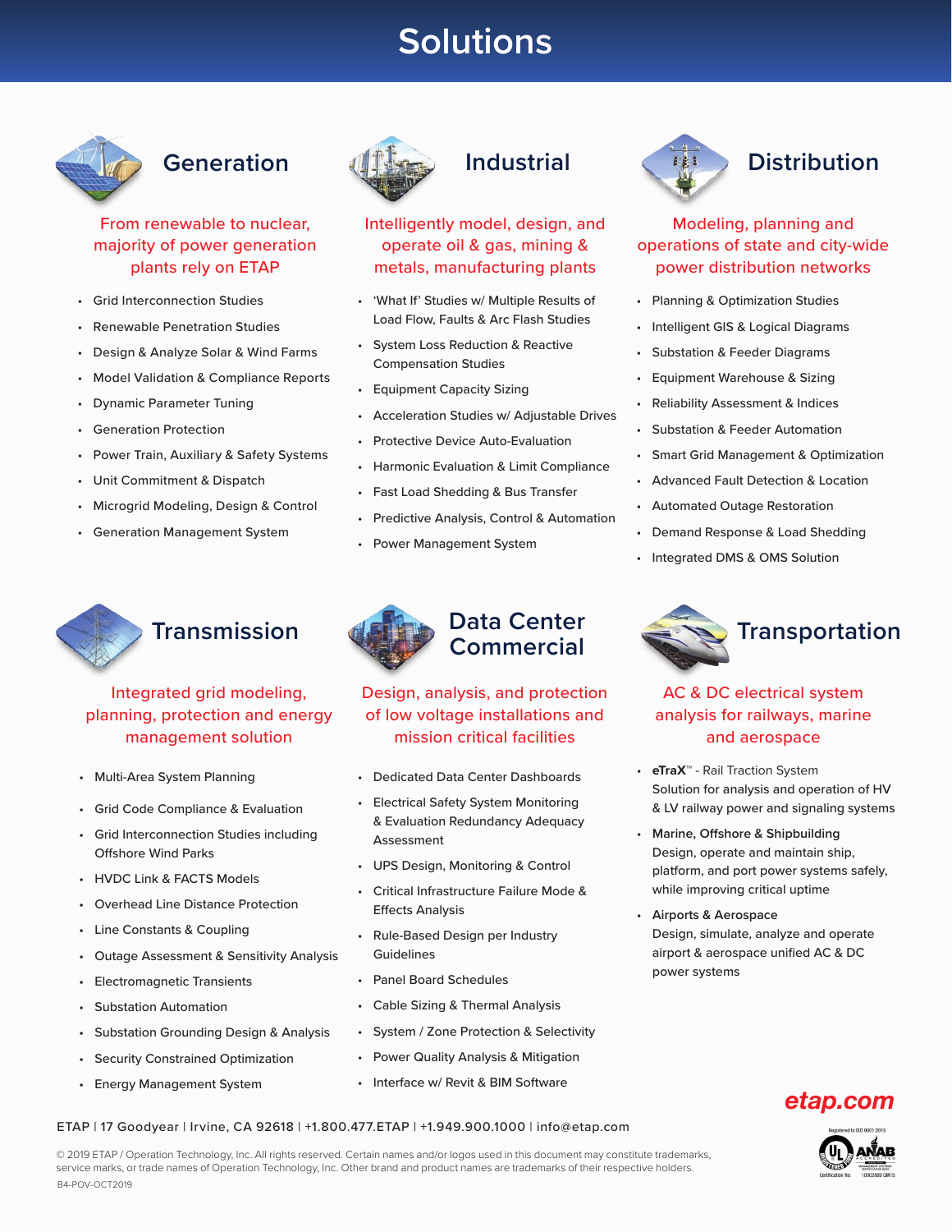# Solutions

## Generation

From renewable to nuclear, majority of power generation plants rely on ETAP

- Grid Interconnection Studies
- Renewable Penetration Studies
- Design & Analyze Solar & Wind Farms
- Model Validation & Compliance Reports
- Dynamic Parameter Tuning
- Generation Protection
- Power Train, Auxiliary & Safety Systems
- Unit Commitment & Dispatch
- Microgrid Modeling, Design & Control
- Generation Management System

## Industrial

Intelligently model, design, and operate oil & gas, mining & metals, manufacturing plants

- 'What If' Studies w/ Multiple Results of Load Flow, Faults & Arc Flash Studies
- System Loss Reduction & Reactive Compensation Studies
- Equipment Capacity Sizing
- Acceleration Studies w/ Adjustable Drives
- Protective Device Auto-Evaluation
- Harmonic Evaluation & Limit Compliance
- Fast Load Shedding & Bus Transfer
- Predictive Analysis, Control & Automation
- Power Management System

## Distribution

Modeling, planning and operations of state and city-wide power distribution networks

- Planning & Optimization Studies
- Intelligent GIS & Logical Diagrams
- Substation & Feeder Diagrams
- Equipment Warehouse & Sizing
- Reliability Assessment & Indices
- Substation & Feeder Automation
- Smart Grid Management & Optimization
- Advanced Fault Detection & Location
- Automated Outage Restoration
- Demand Response & Load Shedding
- Integrated DMS & OMS Solution

## Transmission

Integrated grid modeling, planning, protection and energy management solution

- Multi-Area System Planning
- Grid Code Compliance & Evaluation
- Grid Interconnection Studies including Offshore Wind Parks
- HVDC Link & FACTS Models
- Overhead Line Distance Protection
- Line Constants & Coupling
- Outage Assessment & Sensitivity Analysis
- Electromagnetic Transients
- Substation Automation
- Substation Grounding Design & Analysis
- Security Constrained Optimization
- Energy Management System

## Data Center Commercial

Design, analysis, and protection of low voltage installations and mission critical facilities

- Dedicated Data Center Dashboards
- Electrical Safety System Monitoring & Evaluation Redundancy Adequacy Assessment
- UPS Design, Monitoring & Control
- Critical Infrastructure Failure Mode & Effects Analysis
- Rule-Based Design per Industry Guidelines
- Panel Board Schedules
- Cable Sizing & Thermal Analysis
- System / Zone Protection & Selectivity
- Power Quality Analysis & Mitigation
- Interface w/ Revit & BIM Software

## Transportation

AC & DC electrical system analysis for railways, marine and aerospace

- **eTraX**™ - Rail Traction System
  Solution for analysis and operation of HV & LV railway power and signaling systems
- **Marine, Offshore & Shipbuilding**
  Design, operate and maintain ship, platform, and port power systems safely, while improving critical uptime
- **Airports & Aerospace**
  Design, simulate, analyze and operate airport & aerospace unified AC & DC power systems

etap.com

ETAP | 17 Goodyear | Irvine, CA 92618 | +1.800.477.ETAP | +1.949.900.1000 | info@etap.com

© 2019 ETAP / Operation Technology, Inc. All rights reserved. Certain names and/or logos used in this document may constitute trademarks, service marks, or trade names of Operation Technology, Inc. Other brand and product names are trademarks of their respective holders.

B4-POV-OCT2019